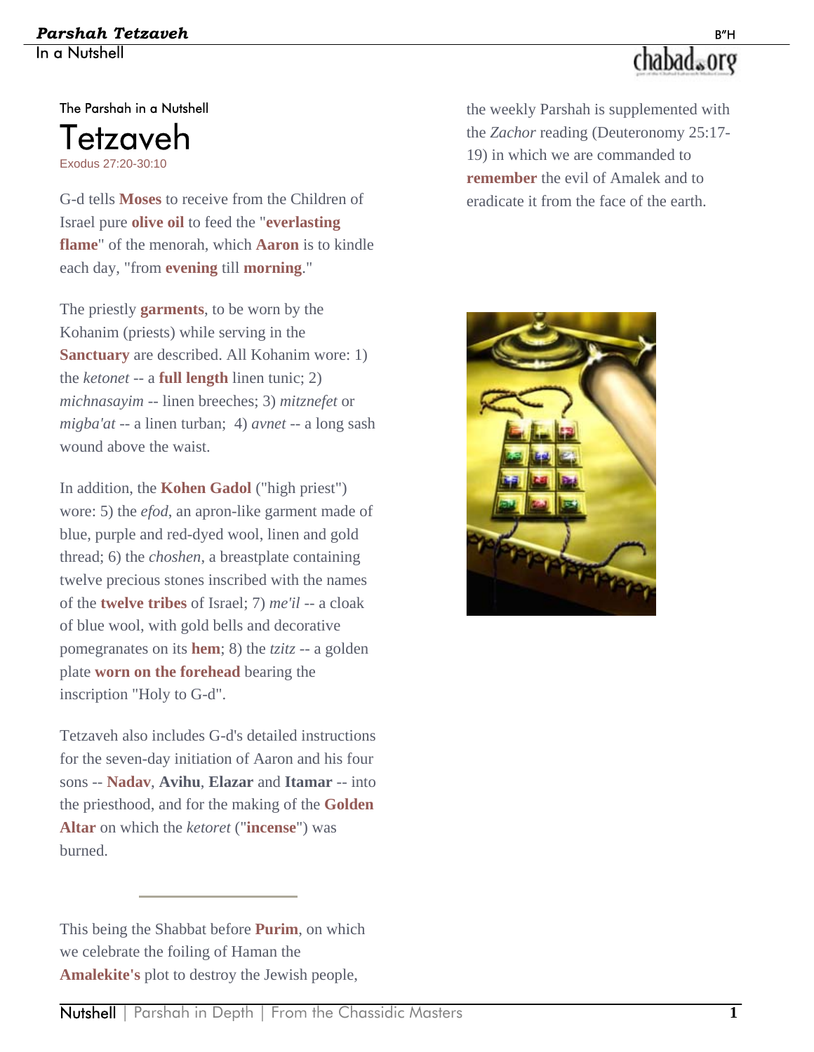The Parshah in a Nutshell

# Tetzaveh

Exodus 27:20-30:10

G-d tells **Moses** to receive from the Children of Israel pure **olive oil** to feed the "**everlasting flame**" of the menorah, which **Aaron** is to kindle each day, "from **evening** till **morning**."

The priestly **garments**, to be worn by the Kohanim (priests) while serving in the **Sanctuary** are described. All Kohanim wore: 1) the *ketonet* -- a **full length** linen tunic; 2) *michnasayim* -- linen breeches; 3) *mitznefet* or *migba'at* -- a linen turban; 4) *avnet* -- a long sash wound above the waist.

In addition, the **Kohen Gadol** ("high priest") wore: 5) the *efod*, an apron-like garment made of blue, purple and red-dyed wool, linen and gold thread; 6) the *choshen*, a breastplate containing twelve precious stones inscribed with the names of the **twelve tribes** of Israel; 7) *me'il* -- a cloak of blue wool, with gold bells and decorative pomegranates on its **hem**; 8) the *tzitz* -- a golden plate **worn on the forehead** bearing the inscription "Holy to G-d".

Tetzaveh also includes G-d's detailed instructions for the seven-day initiation of Aaron and his four sons -- **Nadav**, **Avihu**, **Elazar** and **Itamar** -- into the priesthood, and for the making of the **Golden Altar** on which the *ketoret* ("**incense**") was burned.

---

This being the Shabbat before **Purim**, on which we celebrate the foiling of Haman the **Amalekite's** plot to destroy the Jewish people, the weekly Parshah is supplemented with the *Zachor* reading (Deuteronomy 25:17-19) in which we are commanded to **remember** the evil of Amalek and to eradicate it from the face of the earth.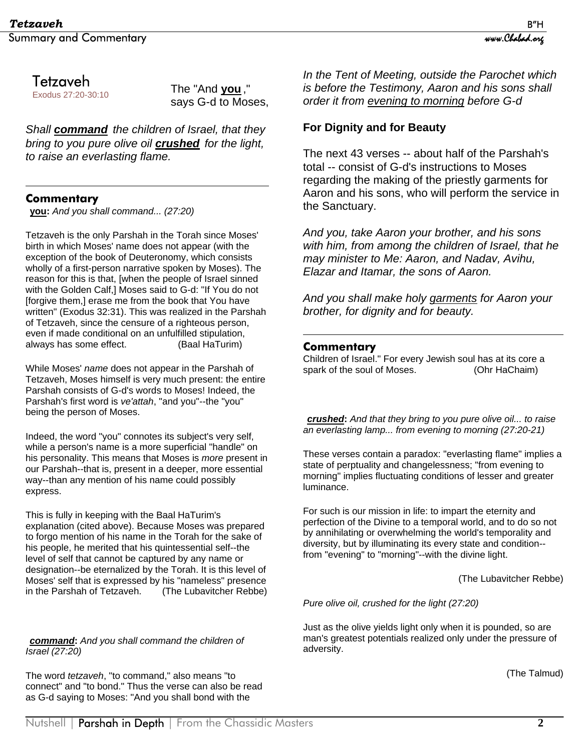# Tetzaveh

Exodus 27:20-30:10

The "And **you**," says G-d to Moses,

*Shall **command** the children of Israel, that they bring to you pure olive oil **crushed** for the light, to raise an everlasting flame.*

## Commentary

**you:** *And you shall command... (27:20)*

Tetzaveh is the only Parshah in the Torah since Moses' birth in which Moses' name does not appear (with the exception of the book of Deuteronomy, which consists wholly of a first-person narrative spoken by Moses). The reason for this is that, [when the people of Israel sinned with the Golden Calf,] Moses said to G-d: "If You do not [forgive them,] erase me from the book that You have written" (Exodus 32:31). This was realized in the Parshah of Tetzaveh, since the censure of a righteous person, even if made conditional on an unfulfilled stipulation, always has some effect. (Baal HaTurim)

While Moses' *name* does not appear in the Parshah of Tetzaveh, Moses himself is very much present: the entire Parshah consists of G-d's words to Moses! Indeed, the Parshah's first word is *ve'attah*, "and you"--the "you" being the person of Moses.

Indeed, the word "you" connotes its subject's very self, while a person's name is a more superficial "handle" on his personality. This means that Moses is *more* present in our Parshah--that is, present in a deeper, more essential way--than any mention of his name could possibly express.

This is fully in keeping with the Baal HaTurim's explanation (cited above). Because Moses was prepared to forgo mention of his name in the Torah for the sake of his people, he merited that his quintessential self--the level of self that cannot be captured by any name or designation--be eternalized by the Torah. It is this level of Moses' self that is expressed by his "nameless" presence in the Parshah of Tetzaveh. (The Lubavitcher Rebbe)

***command**:* *And you shall command the children of Israel (27:20)*

The word *tetzaveh*, "to command," also means "to connect" and "to bond." Thus the verse can also be read as G-d saying to Moses: "And you shall bond with the Children of Israel." For every Jewish soul has at its core a spark of the soul of Moses. (Ohr HaChaim)

*In the Tent of Meeting, outside the Parochet which is before the Testimony, Aaron and his sons shall order it from evening to morning before G-d*

### For Dignity and for Beauty

The next 43 verses -- about half of the Parshah's total -- consist of G-d's instructions to Moses regarding the making of the priestly garments for Aaron and his sons, who will perform the service in the Sanctuary.

*And you, take Aaron your brother, and his sons with him, from among the children of Israel, that he may minister to Me: Aaron, and Nadav, Avihu, Elazar and Itamar, the sons of Aaron.*

*And you shall make holy garments for Aaron your brother, for dignity and for beauty.*

## Commentary

***crushed**:* *And that they bring to you pure olive oil... to raise an everlasting lamp... from evening to morning (27:20-21)*

These verses contain a paradox: "everlasting flame" implies a state of perptuality and changelessness; "from evening to morning" implies fluctuating conditions of lesser and greater luminance.

For such is our mission in life: to impart the eternity and perfection of the Divine to a temporal world, and to do so not by annihilating or overwhelming the world's temporality and diversity, but by illuminating its every state and condition--from "evening" to "morning"--with the divine light.

(The Lubavitcher Rebbe)

*Pure olive oil, crushed for the light (27:20)*

Just as the olive yields light only when it is pounded, so are man's greatest potentials realized only under the pressure of adversity.

(The Talmud)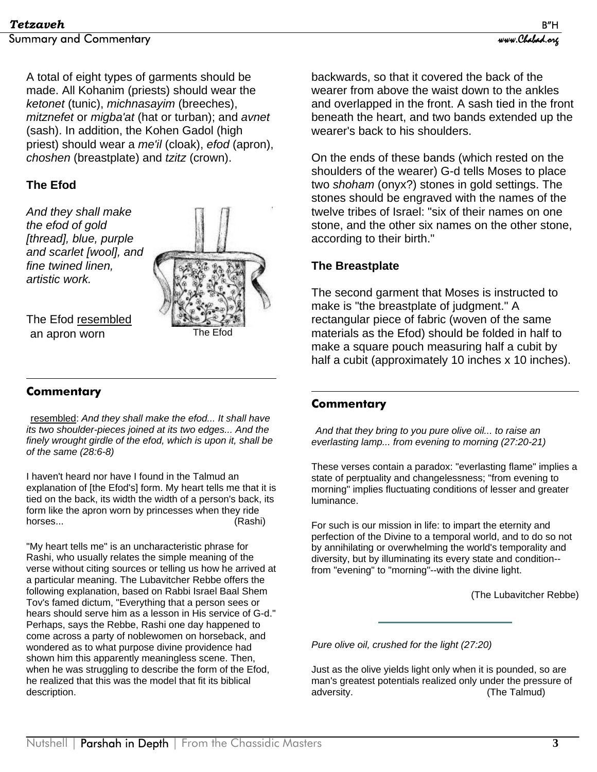A total of eight types of garments should be made. All Kohanim (priests) should wear the *ketonet* (tunic), *michnasayim* (breeches), *mitznefet* or *migba'at* (hat or turban); and *avnet* (sash). In addition, the Kohen Gadol (high priest) should wear a *me'il* (cloak), *efod* (apron), *choshen* (breastplate) and *tzitz* (crown).

**The Efod**

*And they shall make the efod of gold [thread], blue, purple and scarlet [wool], and fine twined linen, artistic work.*

The Efod resembled an apron worn backwards, so that it covered the back of the wearer from above the waist down to the ankles and overlapped in the front. A sash tied in the front beneath the heart, and two bands extended up the wearer's back to his shoulders.

The Efod

On the ends of these bands (which rested on the shoulders of the wearer) G-d tells Moses to place two *shoham* (onyx?) stones in gold settings. The stones should be engraved with the names of the twelve tribes of Israel: "six of their names on one stone, and the other six names on the other stone, according to their birth."

**The Breastplate**

The second garment that Moses is instructed to make is "the breastplate of judgment." A rectangular piece of fabric (woven of the same materials as the Efod) should be folded in half to make a square pouch measuring half a cubit by half a cubit (approximately 10 inches x 10 inches).

---

## Commentary

resembled: *And they shall make the efod... It shall have its two shoulder-pieces joined at its two edges... And the finely wrought girdle of the efod, which is upon it, shall be of the same (28:6-8)*

I haven't heard nor have I found in the Talmud an explanation of [the Efod's] form. My heart tells me that it is tied on the back, its width the width of a person's back, its form like the apron worn by princesses when they ride horses... (Rashi)

"My heart tells me" is an uncharacteristic phrase for Rashi, who usually relates the simple meaning of the verse without citing sources or telling us how he arrived at a particular meaning. The Lubavitcher Rebbe offers the following explanation, based on Rabbi Israel Baal Shem Tov's famed dictum, "Everything that a person sees or hears should serve him as a lesson in His service of G-d." Perhaps, says the Rebbe, Rashi one day happened to come across a party of noblewomen on horseback, and wondered as to what purpose divine providence had shown him this apparently meaningless scene. Then, when he was struggling to describe the form of the Efod, he realized that this was the model that fit its biblical description.

## Commentary

*And that they bring to you pure olive oil... to raise an everlasting lamp... from evening to morning (27:20-21)*

These verses contain a paradox: "everlasting flame" implies a state of perptuality and changelessness; "from evening to morning" implies fluctuating conditions of lesser and greater luminance.

For such is our mission in life: to impart the eternity and perfection of the Divine to a temporal world, and to do so not by annihilating or overwhelming the world's temporality and diversity, but by illuminating its every state and condition--from "evening" to "morning"--with the divine light.

(The Lubavitcher Rebbe)

---

*Pure olive oil, crushed for the light (27:20)*

Just as the olive yields light only when it is pounded, so are man's greatest potentials realized only under the pressure of adversity. (The Talmud)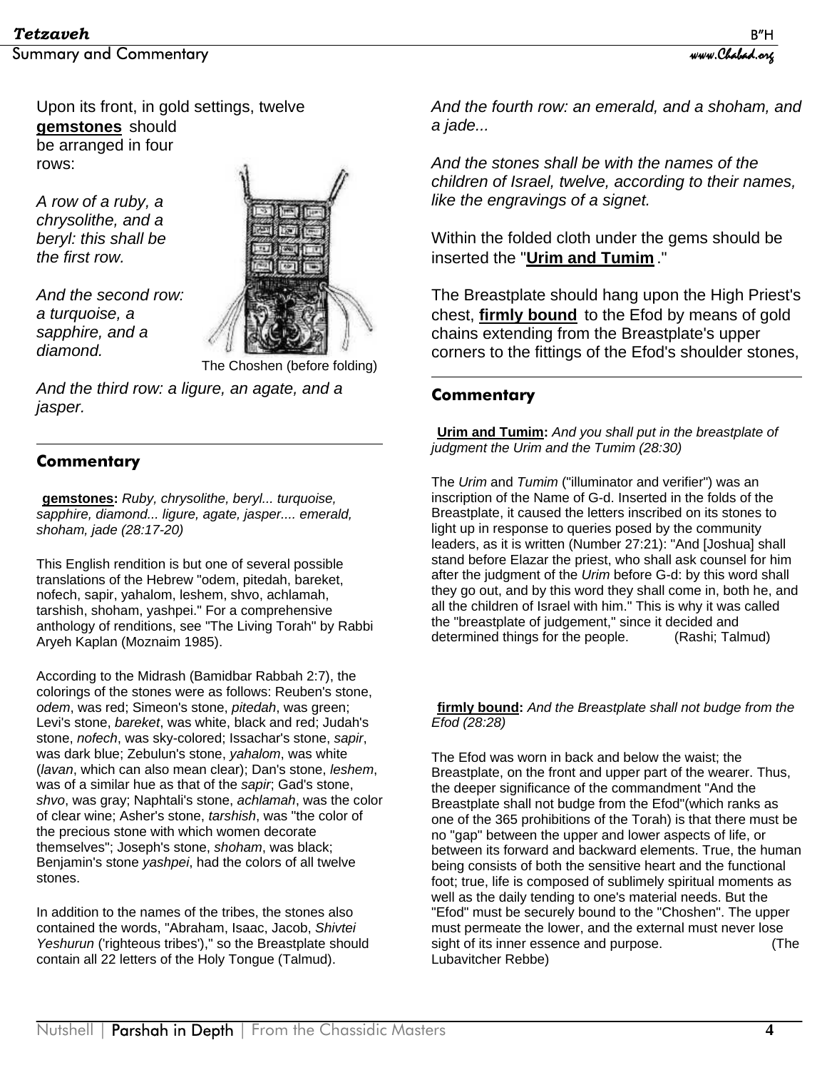Upon its front, in gold settings, twelve **gemstones** should be arranged in four rows:

*A row of a ruby, a chrysolithe, and a beryl: this shall be the first row.*

*And the second row: a turquoise, a sapphire, and a diamond.*

The Choshen (before folding)

*And the third row: a ligure, an agate, and a jasper.*

## Commentary

**gemstones:** *Ruby, chrysolithe, beryl... turquoise, sapphire, diamond... ligure, agate, jasper.... emerald, shoham, jade (28:17-20)*

This English rendition is but one of several possible translations of the Hebrew "odem, pitedah, bareket, nofech, sapir, yahalom, leshem, shvo, achlamah, tarshish, shoham, yashpei." For a comprehensive anthology of renditions, see "The Living Torah" by Rabbi Aryeh Kaplan (Moznaim 1985).

According to the Midrash (Bamidbar Rabbah 2:7), the colorings of the stones were as follows: Reuben's stone, *odem*, was red; Simeon's stone, *pitedah*, was green; Levi's stone, *bareket*, was white, black and red; Judah's stone, *nofech*, was sky-colored; Issachar's stone, *sapir*, was dark blue; Zebulun's stone, *yahalom*, was white (*lavan*, which can also mean clear); Dan's stone, *leshem*, was of a similar hue as that of the *sapir*; Gad's stone, *shvo*, was gray; Naphtali's stone, *achlamah*, was the color of clear wine; Asher's stone, *tarshish*, was "the color of the precious stone with which women decorate themselves"; Joseph's stone, *shoham*, was black; Benjamin's stone *yashpei*, had the colors of all twelve stones.

In addition to the names of the tribes, the stones also contained the words, "Abraham, Isaac, Jacob, *Shivtei Yeshurun* ('righteous tribes')," so the Breastplate should contain all 22 letters of the Holy Tongue (Talmud).

*And the fourth row: an emerald, and a shoham, and a jade...*

*And the stones shall be with the names of the children of Israel, twelve, according to their names, like the engravings of a signet.*

Within the folded cloth under the gems should be inserted the "**Urim and Tumim**."

The Breastplate should hang upon the High Priest's chest, **firmly bound** to the Efod by means of gold chains extending from the Breastplate's upper corners to the fittings of the Efod's shoulder stones,

## Commentary

**Urim and Tumim:** *And you shall put in the breastplate of judgment the Urim and the Tumim (28:30)*

The *Urim* and *Tumim* ("illuminator and verifier") was an inscription of the Name of G-d. Inserted in the folds of the Breastplate, it caused the letters inscribed on its stones to light up in response to queries posed by the community leaders, as it is written (Number 27:21): "And [Joshua] shall stand before Elazar the priest, who shall ask counsel for him after the judgment of the *Urim* before G-d: by this word shall they go out, and by this word they shall come in, both he, and all the children of Israel with him." This is why it was called the "breastplate of judgement," since it decided and determined things for the people. (Rashi; Talmud)

**firmly bound:** *And the Breastplate shall not budge from the Efod (28:28)*

The Efod was worn in back and below the waist; the Breastplate, on the front and upper part of the wearer. Thus, the deeper significance of the commandment "And the Breastplate shall not budge from the Efod"(which ranks as one of the 365 prohibitions of the Torah) is that there must be no "gap" between the upper and lower aspects of life, or between its forward and backward elements. True, the human being consists of both the sensitive heart and the functional foot; true, life is composed of sublimely spiritual moments as well as the daily tending to one's material needs. But the "Efod" must be securely bound to the "Choshen". The upper must permeate the lower, and the external must never lose sight of its inner essence and purpose. (The Lubavitcher Rebbe)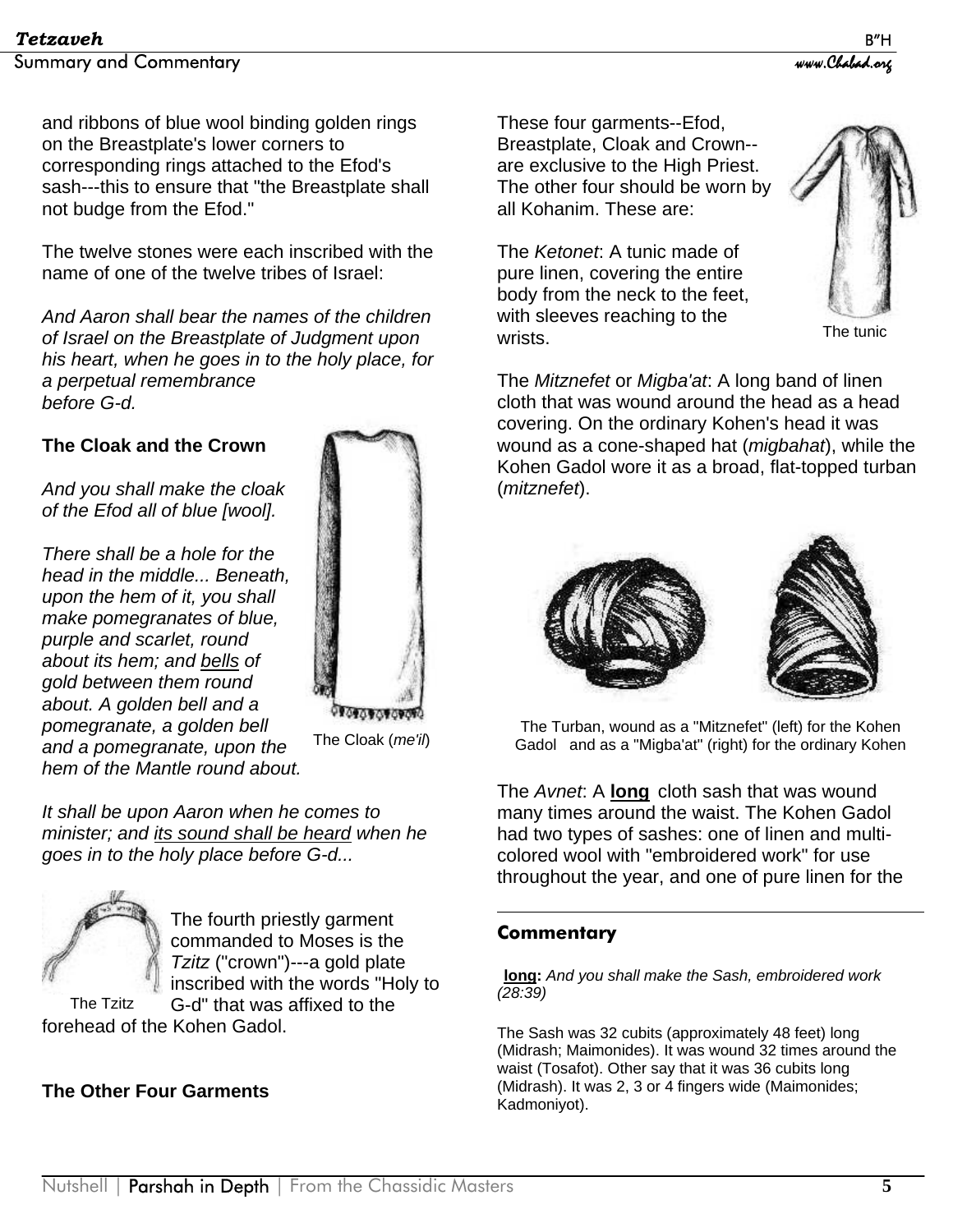and ribbons of blue wool binding golden rings on the Breastplate's lower corners to corresponding rings attached to the Efod's sash---this to ensure that "the Breastplate shall not budge from the Efod."

The twelve stones were each inscribed with the name of one of the twelve tribes of Israel:

*And Aaron shall bear the names of the children of Israel on the Breastplate of Judgment upon his heart, when he goes in to the holy place, for a perpetual remembrance before G-d.*

**The Cloak and the Crown**

*And you shall make the cloak of the Efod all of blue [wool].*

*There shall be a hole for the head in the middle... Beneath, upon the hem of it, you shall make pomegranates of blue, purple and scarlet, round about its hem; and <u>bells</u> of gold between them round about. A golden bell and a pomegranate, a golden bell and a pomegranate, upon the hem of the Mantle round about.*

The Cloak (*me'il*)

*It shall be upon Aaron when he comes to minister; and <u>its sound shall be heard</u> when he goes in to the holy place before G-d...*

The fourth priestly garment commanded to Moses is the *Tzitz* ("crown")---a gold plate inscribed with the words "Holy to G-d" that was affixed to the forehead of the Kohen Gadol.

The Tzitz

**The Other Four Garments**

These four garments--Efod, Breastplate, Cloak and Crown--are exclusive to the High Priest. The other four should be worn by all Kohanim. These are:

The *Ketonet*: A tunic made of pure linen, covering the entire body from the neck to the feet, with sleeves reaching to the wrists.

The tunic

The *Mitznefet* or *Migba'at*: A long band of linen cloth that was wound around the head as a head covering. On the ordinary Kohen's head it was wound as a cone-shaped hat (*migbahat*), while the Kohen Gadol wore it as a broad, flat-topped turban (*mitznefet*).

The Turban, wound as a "Mitznefet" (left) for the Kohen Gadol and as a "Migba'at" (right) for the ordinary Kohen

The *Avnet*: A **<u>long</u>** cloth sash that was wound many times around the waist. The Kohen Gadol had two types of sashes: one of linen and multi-colored wool with "embroidered work" for use throughout the year, and one of pure linen for the

**Commentary**

**<u>long</u>:** *And you shall make the Sash, embroidered work (28:39)*

The Sash was 32 cubits (approximately 48 feet) long (Midrash; Maimonides). It was wound 32 times around the waist (Tosafot). Other say that it was 36 cubits long (Midrash). It was 2, 3 or 4 fingers wide (Maimonides; Kadmoniyot).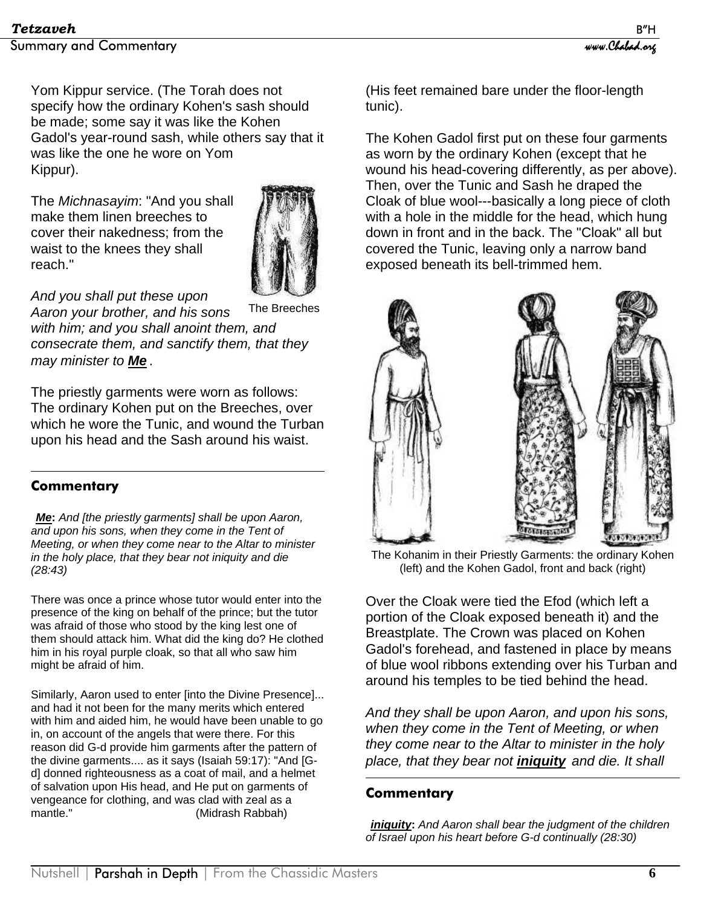Yom Kippur service. (The Torah does not specify how the ordinary Kohen's sash should be made; some say it was like the Kohen Gadol's year-round sash, while others say that it was like the one he wore on Yom Kippur).

The *Michnasayim*: "And you shall make them linen breeches to cover their nakedness; from the waist to the knees they shall reach."

The Breeches

*And you shall put these upon Aaron your brother, and his sons with him; and you shall anoint them, and consecrate them, and sanctify them, that they may minister to* ***Me*** *.*

The priestly garments were worn as follows: The ordinary Kohen put on the Breeches, over which he wore the Tunic, and wound the Turban upon his head and the Sash around his waist.

### Commentary

**Me:** *And [the priestly garments] shall be upon Aaron, and upon his sons, when they come in the Tent of Meeting, or when they come near to the Altar to minister in the holy place, that they bear not iniquity and die (28:43)*

There was once a prince whose tutor would enter into the presence of the king on behalf of the prince; but the tutor was afraid of those who stood by the king lest one of them should attack him. What did the king do? He clothed him in his royal purple cloak, so that all who saw him might be afraid of him.

Similarly, Aaron used to enter [into the Divine Presence]... and had it not been for the many merits which entered with him and aided him, he would have been unable to go in, on account of the angels that were there. For this reason did G-d provide him garments after the pattern of the divine garments.... as it says (Isaiah 59:17): "And [G-d] donned righteousness as a coat of mail, and a helmet of salvation upon His head, and He put on garments of vengeance for clothing, and was clad with zeal as a mantle." (Midrash Rabbah)

(His feet remained bare under the floor-length tunic).

The Kohen Gadol first put on these four garments as worn by the ordinary Kohen (except that he wound his head-covering differently, as per above). Then, over the Tunic and Sash he draped the Cloak of blue wool---basically a long piece of cloth with a hole in the middle for the head, which hung down in front and in the back. The "Cloak" all but covered the Tunic, leaving only a narrow band exposed beneath its bell-trimmed hem.

The Kohanim in their Priestly Garments: the ordinary Kohen (left) and the Kohen Gadol, front and back (right)

Over the Cloak were tied the Efod (which left a portion of the Cloak exposed beneath it) and the Breastplate. The Crown was placed on Kohen Gadol's forehead, and fastened in place by means of blue wool ribbons extending over his Turban and around his temples to be tied behind the head.

*And they shall be upon Aaron, and upon his sons, when they come in the Tent of Meeting, or when they come near to the Altar to minister in the holy place, that they bear not* ***iniquity*** *and die. It shall*

### Commentary

**iniquity:** *And Aaron shall bear the judgment of the children of Israel upon his heart before G-d continually (28:30)*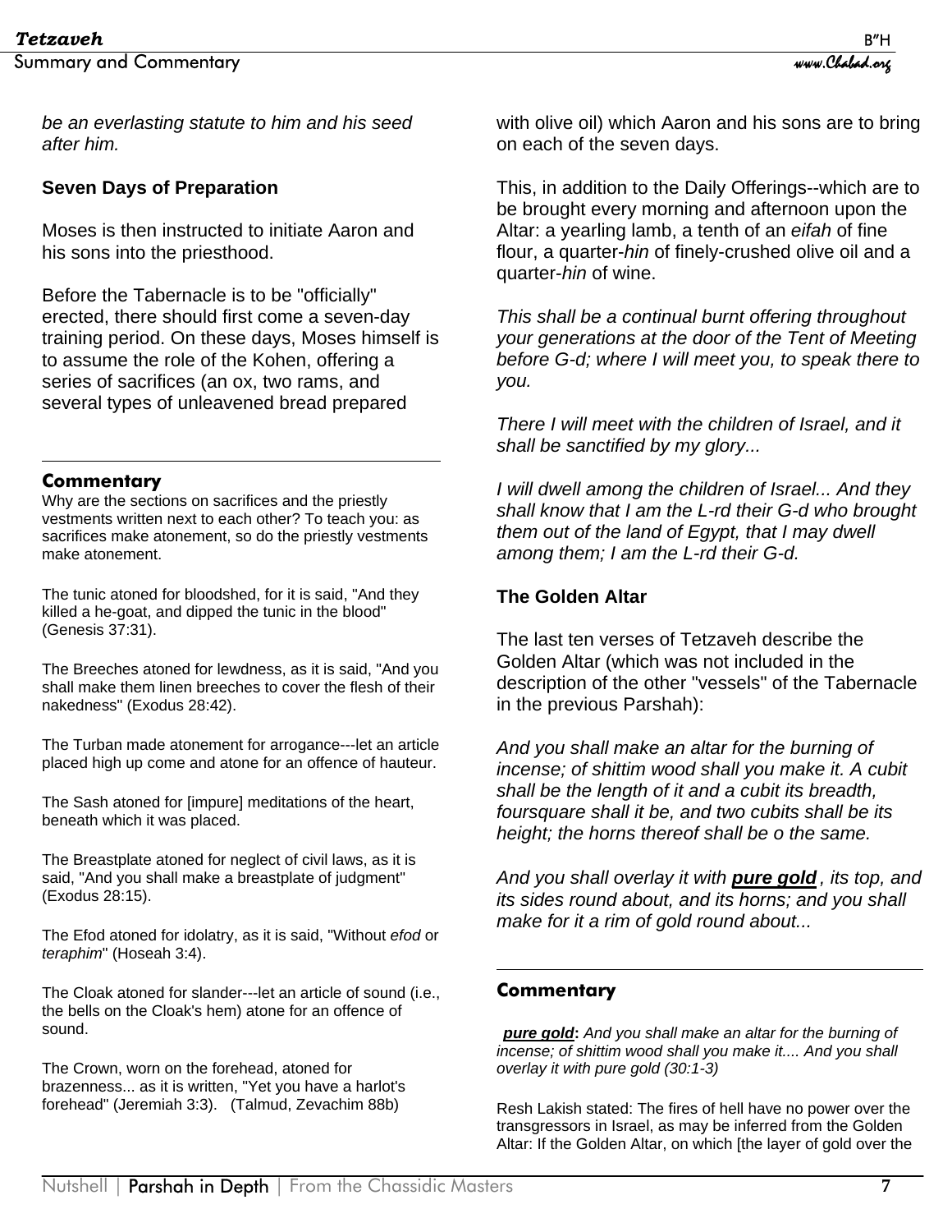*be an everlasting statute to him and his seed after him.*

**Seven Days of Preparation**

Moses is then instructed to initiate Aaron and his sons into the priesthood.

Before the Tabernacle is to be "officially" erected, there should first come a seven-day training period. On these days, Moses himself is to assume the role of the Kohen, offering a series of sacrifices (an ox, two rams, and several types of unleavened bread prepared with olive oil) which Aaron and his sons are to bring on each of the seven days.

This, in addition to the Daily Offerings--which are to be brought every morning and afternoon upon the Altar: a yearling lamb, a tenth of an *eifah* of fine flour, a quarter-*hin* of finely-crushed olive oil and a quarter-*hin* of wine.

*This shall be a continual burnt offering throughout your generations at the door of the Tent of Meeting before G-d; where I will meet you, to speak there to you.*

*There I will meet with the children of Israel, and it shall be sanctified by my glory...*

*I will dwell among the children of Israel... And they shall know that I am the L-rd their G-d who brought them out of the land of Egypt, that I may dwell among them; I am the L-rd their G-d.*

**The Golden Altar**

The last ten verses of Tetzaveh describe the Golden Altar (which was not included in the description of the other "vessels" of the Tabernacle in the previous Parshah):

*And you shall make an altar for the burning of incense; of shittim wood shall you make it. A cubit shall be the length of it and a cubit its breadth, foursquare shall it be, and two cubits shall be its height; the horns thereof shall be o the same.*

*And you shall overlay it with* ***pure gold****, its top, and its sides round about, and its horns; and you shall make for it a rim of gold round about...*

---

### Commentary

Why are the sections on sacrifices and the priestly vestments written next to each other? To teach you: as sacrifices make atonement, so do the priestly vestments make atonement.

The tunic atoned for bloodshed, for it is said, "And they killed a he-goat, and dipped the tunic in the blood" (Genesis 37:31).

The Breeches atoned for lewdness, as it is said, "And you shall make them linen breeches to cover the flesh of their nakedness" (Exodus 28:42).

The Turban made atonement for arrogance---let an article placed high up come and atone for an offence of hauteur.

The Sash atoned for [impure] meditations of the heart, beneath which it was placed.

The Breastplate atoned for neglect of civil laws, as it is said, "And you shall make a breastplate of judgment" (Exodus 28:15).

The Efod atoned for idolatry, as it is said, "Without *efod* or *teraphim*" (Hoseah 3:4).

The Cloak atoned for slander---let an article of sound (i.e., the bells on the Cloak's hem) atone for an offence of sound.

The Crown, worn on the forehead, atoned for brazenness... as it is written, "Yet you have a harlot's forehead" (Jeremiah 3:3). (Talmud, Zevachim 88b)

---

### Commentary

***pure gold*****:** *And you shall make an altar for the burning of incense; of shittim wood shall you make it.... And you shall overlay it with pure gold (30:1-3)*

Resh Lakish stated: The fires of hell have no power over the transgressors in Israel, as may be inferred from the Golden Altar: If the Golden Altar, on which [the layer of gold over the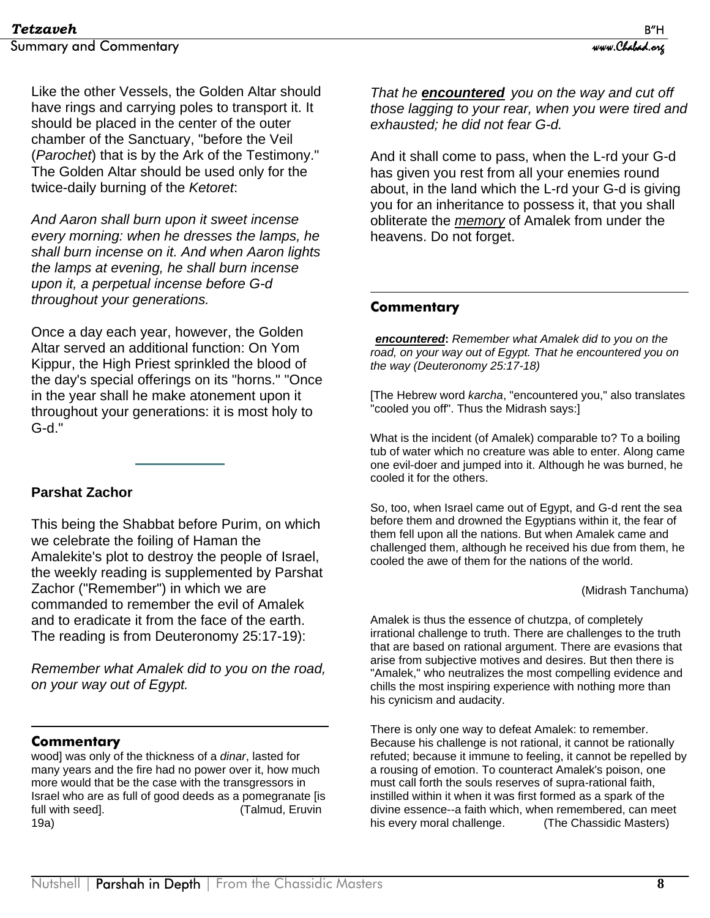Like the other Vessels, the Golden Altar should have rings and carrying poles to transport it. It should be placed in the center of the outer chamber of the Sanctuary, "before the Veil (*Parochet*) that is by the Ark of the Testimony." The Golden Altar should be used only for the twice-daily burning of the *Ketoret*:

*And Aaron shall burn upon it sweet incense every morning: when he dresses the lamps, he shall burn incense on it. And when Aaron lights the lamps at evening, he shall burn incense upon it, a perpetual incense before G-d throughout your generations.*

Once a day each year, however, the Golden Altar served an additional function: On Yom Kippur, the High Priest sprinkled the blood of the day's special offerings on its "horns." "Once in the year shall he make atonement upon it throughout your generations: it is most holy to G-d."

---

**Parshat Zachor**

This being the Shabbat before Purim, on which we celebrate the foiling of Haman the Amalekite's plot to destroy the people of Israel, the weekly reading is supplemented by Parshat Zachor ("Remember") in which we are commanded to remember the evil of Amalek and to eradicate it from the face of the earth. The reading is from Deuteronomy 25:17-19):

*Remember what Amalek did to you on the road, on your way out of Egypt.*

*That he **encountered** you on the way and cut off those lagging to your rear, when you were tired and exhausted; he did not fear G-d.*

And it shall come to pass, when the L-rd your G-d has given you rest from all your enemies round about, in the land which the L-rd your G-d is giving you for an inheritance to possess it, that you shall obliterate the *memory* of Amalek from under the heavens. Do not forget.

**Commentary**

wood] was only of the thickness of a *dinar*, lasted for many years and the fire had no power over it, how much more would that be the case with the transgressors in Israel who are as full of good deeds as a pomegranate [is full with seed]. (Talmud, Eruvin 19a)

**Commentary**

***encountered***: *Remember what Amalek did to you on the road, on your way out of Egypt. That he encountered you on the way (Deuteronomy 25:17-18)*

[The Hebrew word *karcha*, "encountered you," also translates "cooled you off". Thus the Midrash says:]

What is the incident (of Amalek) comparable to? To a boiling tub of water which no creature was able to enter. Along came one evil-doer and jumped into it. Although he was burned, he cooled it for the others.

So, too, when Israel came out of Egypt, and G-d rent the sea before them and drowned the Egyptians within it, the fear of them fell upon all the nations. But when Amalek came and challenged them, although he received his due from them, he cooled the awe of them for the nations of the world.

(Midrash Tanchuma)

Amalek is thus the essence of chutzpa, of completely irrational challenge to truth. There are challenges to the truth that are based on rational argument. There are evasions that arise from subjective motives and desires. But then there is "Amalek," who neutralizes the most compelling evidence and chills the most inspiring experience with nothing more than his cynicism and audacity.

There is only one way to defeat Amalek: to remember. Because his challenge is not rational, it cannot be rationally refuted; because it immune to feeling, it cannot be repelled by a rousing of emotion. To counteract Amalek's poison, one must call forth the souls reserves of supra-rational faith, instilled within it when it was first formed as a spark of the divine essence--a faith which, when remembered, can meet his every moral challenge. (The Chassidic Masters)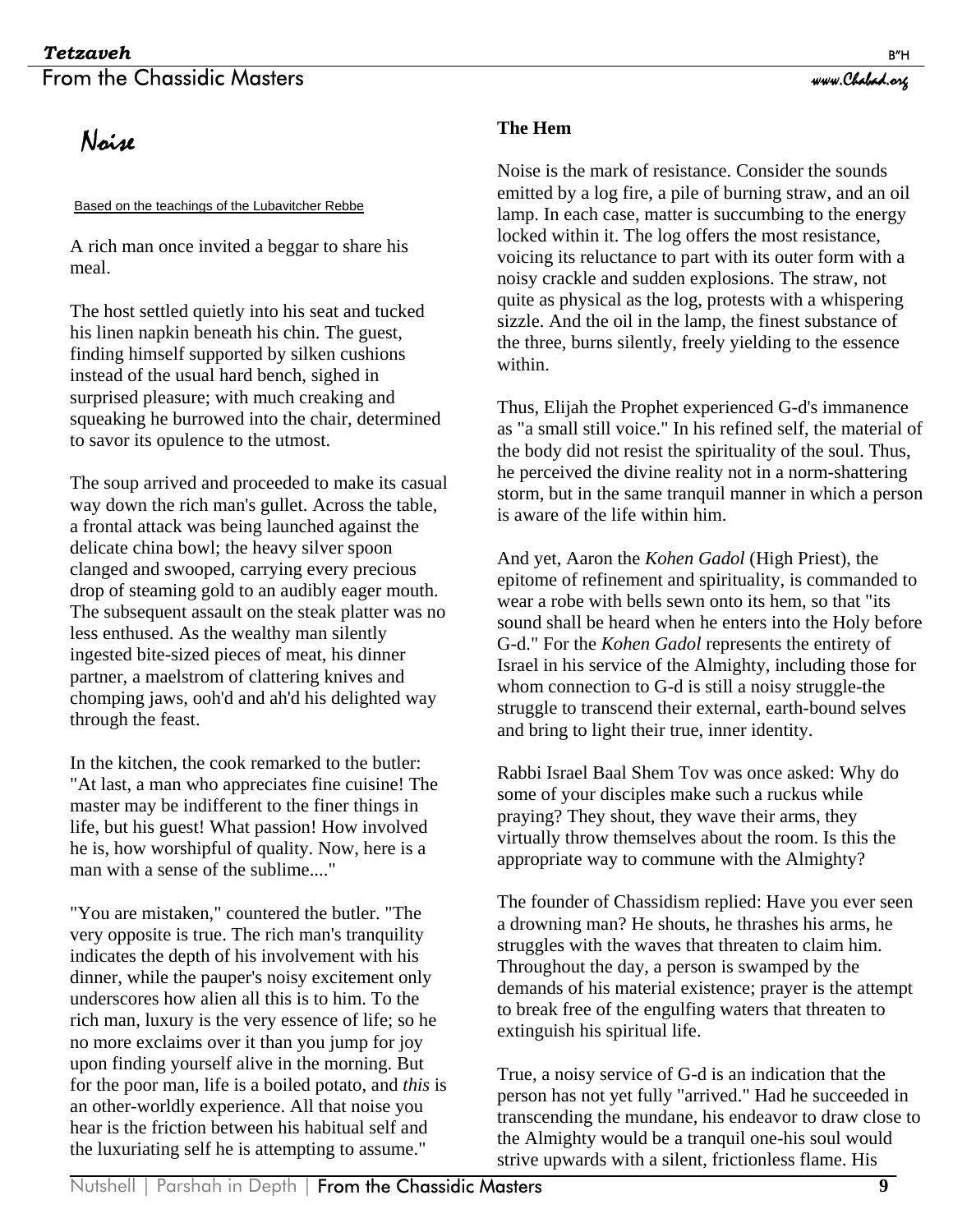# Noise

Based on the teachings of the Lubavitcher Rebbe

A rich man once invited a beggar to share his meal.

The host settled quietly into his seat and tucked his linen napkin beneath his chin. The guest, finding himself supported by silken cushions instead of the usual hard bench, sighed in surprised pleasure; with much creaking and squeaking he burrowed into the chair, determined to savor its opulence to the utmost.

The soup arrived and proceeded to make its casual way down the rich man's gullet. Across the table, a frontal attack was being launched against the delicate china bowl; the heavy silver spoon clanged and swooped, carrying every precious drop of steaming gold to an audibly eager mouth. The subsequent assault on the steak platter was no less enthused. As the wealthy man silently ingested bite-sized pieces of meat, his dinner partner, a maelstrom of clattering knives and chomping jaws, ooh'd and ah'd his delighted way through the feast.

In the kitchen, the cook remarked to the butler: "At last, a man who appreciates fine cuisine! The master may be indifferent to the finer things in life, but his guest! What passion! How involved he is, how worshipful of quality. Now, here is a man with a sense of the sublime...."

"You are mistaken," countered the butler. "The very opposite is true. The rich man's tranquility indicates the depth of his involvement with his dinner, while the pauper's noisy excitement only underscores how alien all this is to him. To the rich man, luxury is the very essence of life; so he no more exclaims over it than you jump for joy upon finding yourself alive in the morning. But for the poor man, life is a boiled potato, and *this* is an other-worldly experience. All that noise you hear is the friction between his habitual self and the luxuriating self he is attempting to assume."

### The Hem

Noise is the mark of resistance. Consider the sounds emitted by a log fire, a pile of burning straw, and an oil lamp. In each case, matter is succumbing to the energy locked within it. The log offers the most resistance, voicing its reluctance to part with its outer form with a noisy crackle and sudden explosions. The straw, not quite as physical as the log, protests with a whispering sizzle. And the oil in the lamp, the finest substance of the three, burns silently, freely yielding to the essence within.

Thus, Elijah the Prophet experienced G-d's immanence as "a small still voice." In his refined self, the material of the body did not resist the spirituality of the soul. Thus, he perceived the divine reality not in a norm-shattering storm, but in the same tranquil manner in which a person is aware of the life within him.

And yet, Aaron the *Kohen Gadol* (High Priest), the epitome of refinement and spirituality, is commanded to wear a robe with bells sewn onto its hem, so that "its sound shall be heard when he enters into the Holy before G-d." For the *Kohen Gadol* represents the entirety of Israel in his service of the Almighty, including those for whom connection to G-d is still a noisy struggle-the struggle to transcend their external, earth-bound selves and bring to light their true, inner identity.

Rabbi Israel Baal Shem Tov was once asked: Why do some of your disciples make such a ruckus while praying? They shout, they wave their arms, they virtually throw themselves about the room. Is this the appropriate way to commune with the Almighty?

The founder of Chassidism replied: Have you ever seen a drowning man? He shouts, he thrashes his arms, he struggles with the waves that threaten to claim him. Throughout the day, a person is swamped by the demands of his material existence; prayer is the attempt to break free of the engulfing waters that threaten to extinguish his spiritual life.

True, a noisy service of G-d is an indication that the person has not yet fully "arrived." Had he succeeded in transcending the mundane, his endeavor to draw close to the Almighty would be a tranquil one-his soul would strive upwards with a silent, frictionless flame. His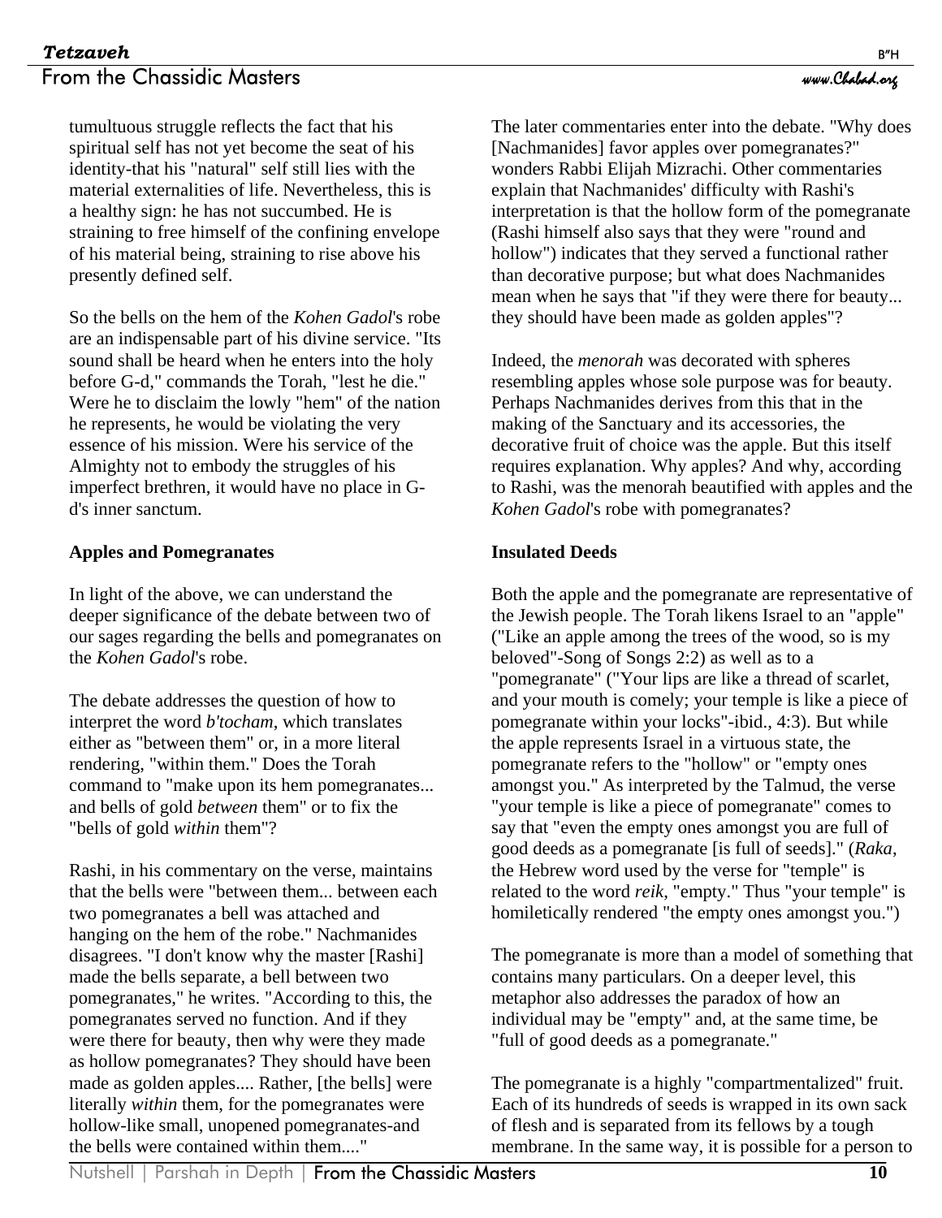tumultuous struggle reflects the fact that his spiritual self has not yet become the seat of his identity-that his "natural" self still lies with the material externalities of life. Nevertheless, this is a healthy sign: he has not succumbed. He is straining to free himself of the confining envelope of his material being, straining to rise above his presently defined self.

So the bells on the hem of the *Kohen Gadol*'s robe are an indispensable part of his divine service. "Its sound shall be heard when he enters into the holy before G-d," commands the Torah, "lest he die." Were he to disclaim the lowly "hem" of the nation he represents, he would be violating the very essence of his mission. Were his service of the Almighty not to embody the struggles of his imperfect brethren, it would have no place in G-d's inner sanctum.

**Apples and Pomegranates**

In light of the above, we can understand the deeper significance of the debate between two of our sages regarding the bells and pomegranates on the *Kohen Gadol*'s robe.

The debate addresses the question of how to interpret the word *b'tocham*, which translates either as "between them" or, in a more literal rendering, "within them." Does the Torah command to "make upon its hem pomegranates... and bells of gold *between* them" or to fix the "bells of gold *within* them"?

Rashi, in his commentary on the verse, maintains that the bells were "between them... between each two pomegranates a bell was attached and hanging on the hem of the robe." Nachmanides disagrees. "I don't know why the master [Rashi] made the bells separate, a bell between two pomegranates," he writes. "According to this, the pomegranates served no function. And if they were there for beauty, then why were they made as hollow pomegranates? They should have been made as golden apples.... Rather, [the bells] were literally *within* them, for the pomegranates were hollow-like small, unopened pomegranates-and the bells were contained within them...."

The later commentaries enter into the debate. "Why does [Nachmanides] favor apples over pomegranates?" wonders Rabbi Elijah Mizrachi. Other commentaries explain that Nachmanides' difficulty with Rashi's interpretation is that the hollow form of the pomegranate (Rashi himself also says that they were "round and hollow") indicates that they served a functional rather than decorative purpose; but what does Nachmanides mean when he says that "if they were there for beauty... they should have been made as golden apples"?

Indeed, the *menorah* was decorated with spheres resembling apples whose sole purpose was for beauty. Perhaps Nachmanides derives from this that in the making of the Sanctuary and its accessories, the decorative fruit of choice was the apple. But this itself requires explanation. Why apples? And why, according to Rashi, was the menorah beautified with apples and the *Kohen Gadol*'s robe with pomegranates?

**Insulated Deeds**

Both the apple and the pomegranate are representative of the Jewish people. The Torah likens Israel to an "apple" ("Like an apple among the trees of the wood, so is my beloved"-Song of Songs 2:2) as well as to a "pomegranate" ("Your lips are like a thread of scarlet, and your mouth is comely; your temple is like a piece of pomegranate within your locks"-ibid., 4:3). But while the apple represents Israel in a virtuous state, the pomegranate refers to the "hollow" or "empty ones amongst you." As interpreted by the Talmud, the verse "your temple is like a piece of pomegranate" comes to say that "even the empty ones amongst you are full of good deeds as a pomegranate [is full of seeds]." (*Raka*, the Hebrew word used by the verse for "temple" is related to the word *reik*, "empty." Thus "your temple" is homiletically rendered "the empty ones amongst you.")

The pomegranate is more than a model of something that contains many particulars. On a deeper level, this metaphor also addresses the paradox of how an individual may be "empty" and, at the same time, be "full of good deeds as a pomegranate."

The pomegranate is a highly "compartmentalized" fruit. Each of its hundreds of seeds is wrapped in its own sack of flesh and is separated from its fellows by a tough membrane. In the same way, it is possible for a person to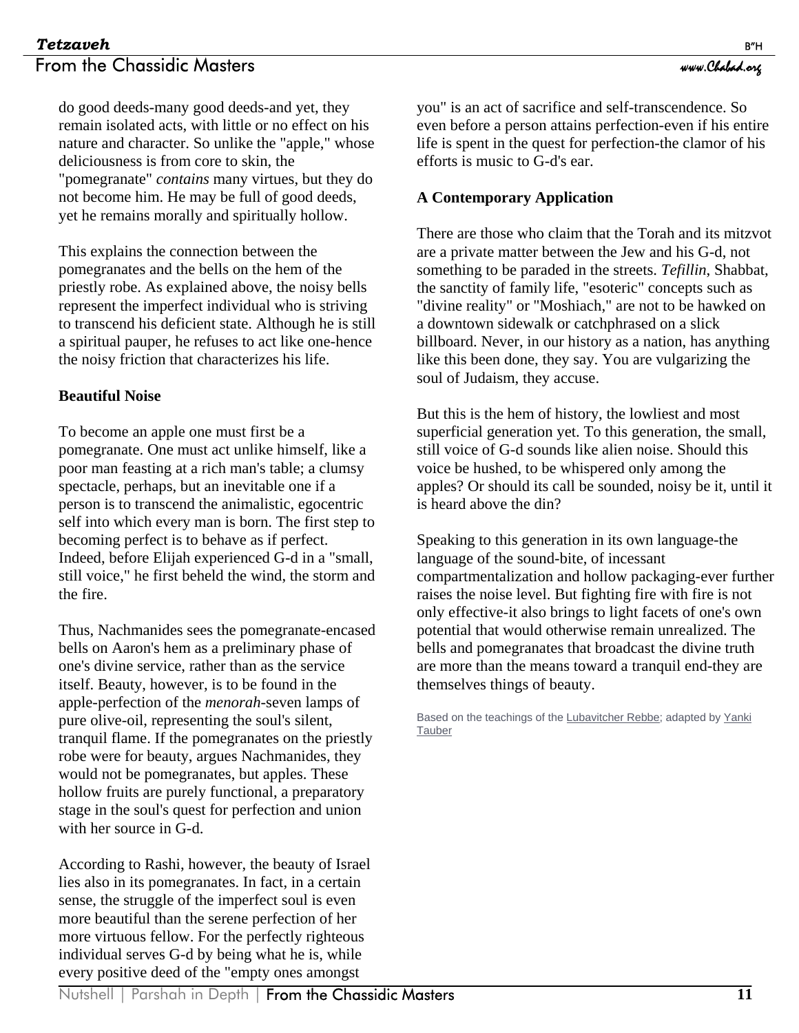do good deeds-many good deeds-and yet, they remain isolated acts, with little or no effect on his nature and character. So unlike the "apple," whose deliciousness is from core to skin, the "pomegranate" *contains* many virtues, but they do not become him. He may be full of good deeds, yet he remains morally and spiritually hollow.

This explains the connection between the pomegranates and the bells on the hem of the priestly robe. As explained above, the noisy bells represent the imperfect individual who is striving to transcend his deficient state. Although he is still a spiritual pauper, he refuses to act like one-hence the noisy friction that characterizes his life.

**Beautiful Noise**

To become an apple one must first be a pomegranate. One must act unlike himself, like a poor man feasting at a rich man's table; a clumsy spectacle, perhaps, but an inevitable one if a person is to transcend the animalistic, egocentric self into which every man is born. The first step to becoming perfect is to behave as if perfect. Indeed, before Elijah experienced G-d in a "small, still voice," he first beheld the wind, the storm and the fire.

Thus, Nachmanides sees the pomegranate-encased bells on Aaron's hem as a preliminary phase of one's divine service, rather than as the service itself. Beauty, however, is to be found in the apple-perfection of the *menorah*-seven lamps of pure olive-oil, representing the soul's silent, tranquil flame. If the pomegranates on the priestly robe were for beauty, argues Nachmanides, they would not be pomegranates, but apples. These hollow fruits are purely functional, a preparatory stage in the soul's quest for perfection and union with her source in G-d.

According to Rashi, however, the beauty of Israel lies also in its pomegranates. In fact, in a certain sense, the struggle of the imperfect soul is even more beautiful than the serene perfection of her more virtuous fellow. For the perfectly righteous individual serves G-d by being what he is, while every positive deed of the "empty ones amongst you" is an act of sacrifice and self-transcendence. So even before a person attains perfection-even if his entire life is spent in the quest for perfection-the clamor of his efforts is music to G-d's ear.

**A Contemporary Application**

There are those who claim that the Torah and its mitzvot are a private matter between the Jew and his G-d, not something to be paraded in the streets. *Tefillin*, Shabbat, the sanctity of family life, "esoteric" concepts such as "divine reality" or "Moshiach," are not to be hawked on a downtown sidewalk or catchphrased on a slick billboard. Never, in our history as a nation, has anything like this been done, they say. You are vulgarizing the soul of Judaism, they accuse.

But this is the hem of history, the lowliest and most superficial generation yet. To this generation, the small, still voice of G-d sounds like alien noise. Should this voice be hushed, to be whispered only among the apples? Or should its call be sounded, noisy be it, until it is heard above the din?

Speaking to this generation in its own language-the language of the sound-bite, of incessant compartmentalization and hollow packaging-ever further raises the noise level. But fighting fire with fire is not only effective-it also brings to light facets of one's own potential that would otherwise remain unrealized. The bells and pomegranates that broadcast the divine truth are more than the means toward a tranquil end-they are themselves things of beauty.

Based on the teachings of the Lubavitcher Rebbe; adapted by Yanki Tauber